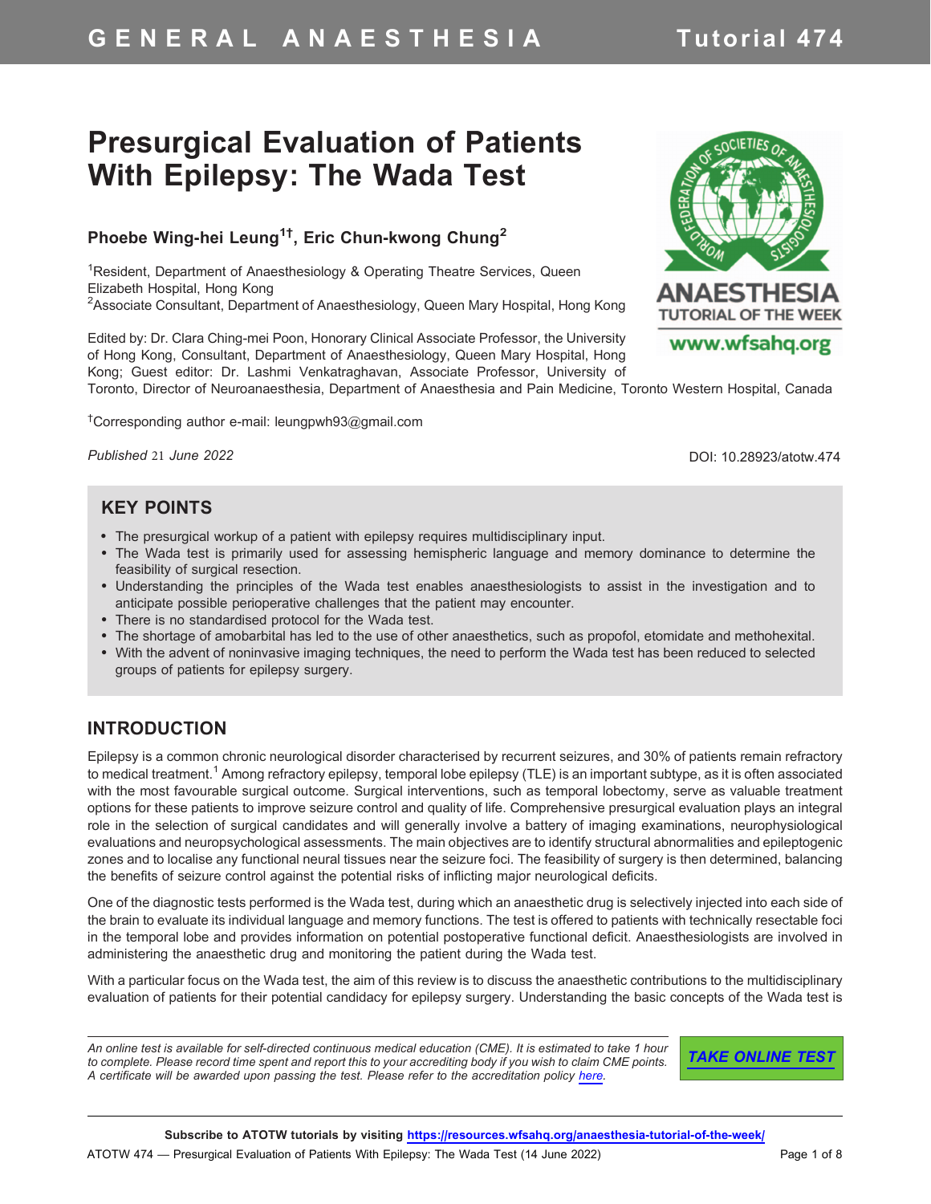# Presurgical Evaluation of Patients With Epilepsy: The Wada Test

**Phoebe Wing-hei Leung[1†], Eric Chun-kwong Chung[2]**

[1]Resident, Department of Anaesthesiology & Operating Theatre Services, Queen Elizabeth Hospital, Hong Kong
[2]Associate Consultant, Department of Anaesthesiology, Queen Mary Hospital, Hong Kong

Edited by: Dr. Clara Ching-mei Poon, Honorary Clinical Associate Professor, the University of Hong Kong, Consultant, Department of Anaesthesiology, Queen Mary Hospital, Hong Kong; Guest editor: Dr. Lashmi Venkatraghavan, Associate Professor, University of Toronto, Director of Neuroanaesthesia, Department of Anaesthesia and Pain Medicine, Toronto Western Hospital, Canada

[†]Corresponding author e-mail: leungpwh93@gmail.com

*Published* 21 *June 2022*

DOI: 10.28923/atotw.474

## KEY POINTS

- The presurgical workup of a patient with epilepsy requires multidisciplinary input.
- The Wada test is primarily used for assessing hemispheric language and memory dominance to determine the feasibility of surgical resection.
- Understanding the principles of the Wada test enables anaesthesiologists to assist in the investigation and to anticipate possible perioperative challenges that the patient may encounter.
- There is no standardised protocol for the Wada test.
- The shortage of amobarbital has led to the use of other anaesthetics, such as propofol, etomidate and methohexital.
- With the advent of noninvasive imaging techniques, the need to perform the Wada test has been reduced to selected groups of patients for epilepsy surgery.

## INTRODUCTION

Epilepsy is a common chronic neurological disorder characterised by recurrent seizures, and 30% of patients remain refractory to medical treatment.[1] Among refractory epilepsy, temporal lobe epilepsy (TLE) is an important subtype, as it is often associated with the most favourable surgical outcome. Surgical interventions, such as temporal lobectomy, serve as valuable treatment options for these patients to improve seizure control and quality of life. Comprehensive presurgical evaluation plays an integral role in the selection of surgical candidates and will generally involve a battery of imaging examinations, neurophysiological evaluations and neuropsychological assessments. The main objectives are to identify structural abnormalities and epileptogenic zones and to localise any functional neural tissues near the seizure foci. The feasibility of surgery is then determined, balancing the benefits of seizure control against the potential risks of inflicting major neurological deficits.

One of the diagnostic tests performed is the Wada test, during which an anaesthetic drug is selectively injected into each side of the brain to evaluate its individual language and memory functions. The test is offered to patients with technically resectable foci in the temporal lobe and provides information on potential postoperative functional deficit. Anaesthesiologists are involved in administering the anaesthetic drug and monitoring the patient during the Wada test.

With a particular focus on the Wada test, the aim of this review is to discuss the anaesthetic contributions to the multidisciplinary evaluation of patients for their potential candidacy for epilepsy surgery. Understanding the basic concepts of the Wada test is

*An online test is available for self-directed continuous medical education (CME). It is estimated to take 1 hour to complete. Please record time spent and report this to your accrediting body if you wish to claim CME points. A certificate will be awarded upon passing the test. Please refer to the accreditation policy here.*

**TAKE ONLINE TEST**

**Subscribe to ATOTW tutorials by visiting https://resources.wfsahq.org/anaesthesia-tutorial-of-the-week/**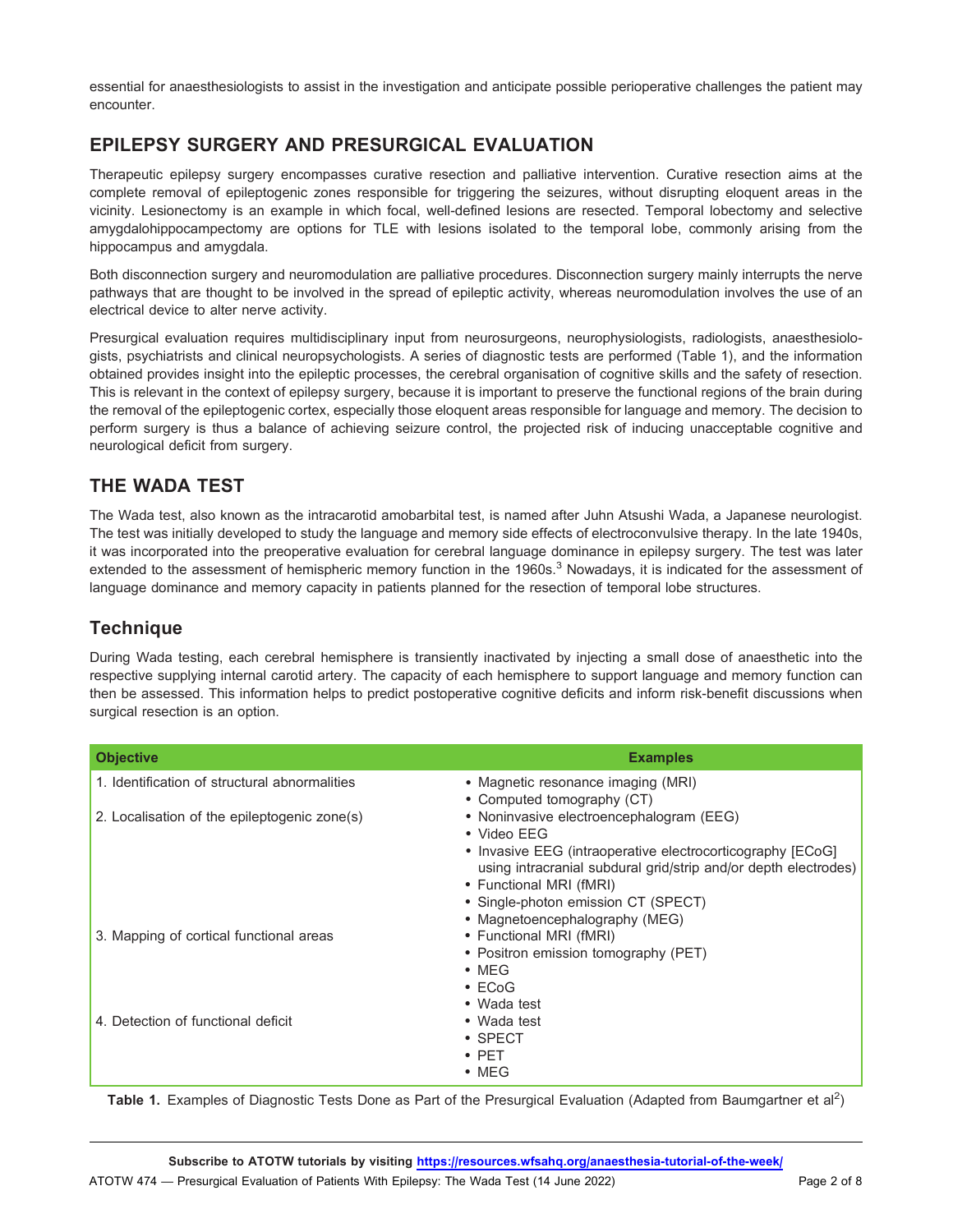essential for anaesthesiologists to assist in the investigation and anticipate possible perioperative challenges the patient may encounter.

## EPILEPSY SURGERY AND PRESURGICAL EVALUATION

Therapeutic epilepsy surgery encompasses curative resection and palliative intervention. Curative resection aims at the complete removal of epileptogenic zones responsible for triggering the seizures, without disrupting eloquent areas in the vicinity. Lesionectomy is an example in which focal, well-defined lesions are resected. Temporal lobectomy and selective amygdalohippocampectomy are options for TLE with lesions isolated to the temporal lobe, commonly arising from the hippocampus and amygdala.

Both disconnection surgery and neuromodulation are palliative procedures. Disconnection surgery mainly interrupts the nerve pathways that are thought to be involved in the spread of epileptic activity, whereas neuromodulation involves the use of an electrical device to alter nerve activity.

Presurgical evaluation requires multidisciplinary input from neurosurgeons, neurophysiologists, radiologists, anaesthesiologists, psychiatrists and clinical neuropsychologists. A series of diagnostic tests are performed (Table 1), and the information obtained provides insight into the epileptic processes, the cerebral organisation of cognitive skills and the safety of resection. This is relevant in the context of epilepsy surgery, because it is important to preserve the functional regions of the brain during the removal of the epileptogenic cortex, especially those eloquent areas responsible for language and memory. The decision to perform surgery is thus a balance of achieving seizure control, the projected risk of inducing unacceptable cognitive and neurological deficit from surgery.

## THE WADA TEST

The Wada test, also known as the intracarotid amobarbital test, is named after Juhn Atsushi Wada, a Japanese neurologist. The test was initially developed to study the language and memory side effects of electroconvulsive therapy. In the late 1940s, it was incorporated into the preoperative evaluation for cerebral language dominance in epilepsy surgery. The test was later extended to the assessment of hemispheric memory function in the 1960s.[3] Nowadays, it is indicated for the assessment of language dominance and memory capacity in patients planned for the resection of temporal lobe structures.

### Technique

During Wada testing, each cerebral hemisphere is transiently inactivated by injecting a small dose of anaesthetic into the respective supplying internal carotid artery. The capacity of each hemisphere to support language and memory function can then be assessed. This information helps to predict postoperative cognitive deficits and inform risk-benefit discussions when surgical resection is an option.

| Objective | Examples |
|---|---|
| 1. Identification of structural abnormalities | • Magnetic resonance imaging (MRI)<br>• Computed tomography (CT) |
| 2. Localisation of the epileptogenic zone(s) | • Noninvasive electroencephalogram (EEG)<br>• Video EEG<br>• Invasive EEG (intraoperative electrocorticography [ECoG] using intracranial subdural grid/strip and/or depth electrodes)<br>• Functional MRI (fMRI)<br>• Single-photon emission CT (SPECT)<br>• Magnetoencephalography (MEG) |
| 3. Mapping of cortical functional areas | • Functional MRI (fMRI)<br>• Positron emission tomography (PET)<br>• MEG<br>• ECoG<br>• Wada test |
| 4. Detection of functional deficit | • Wada test<br>• SPECT<br>• PET<br>• MEG |

**Table 1.** Examples of Diagnostic Tests Done as Part of the Presurgical Evaluation (Adapted from Baumgartner et al[2])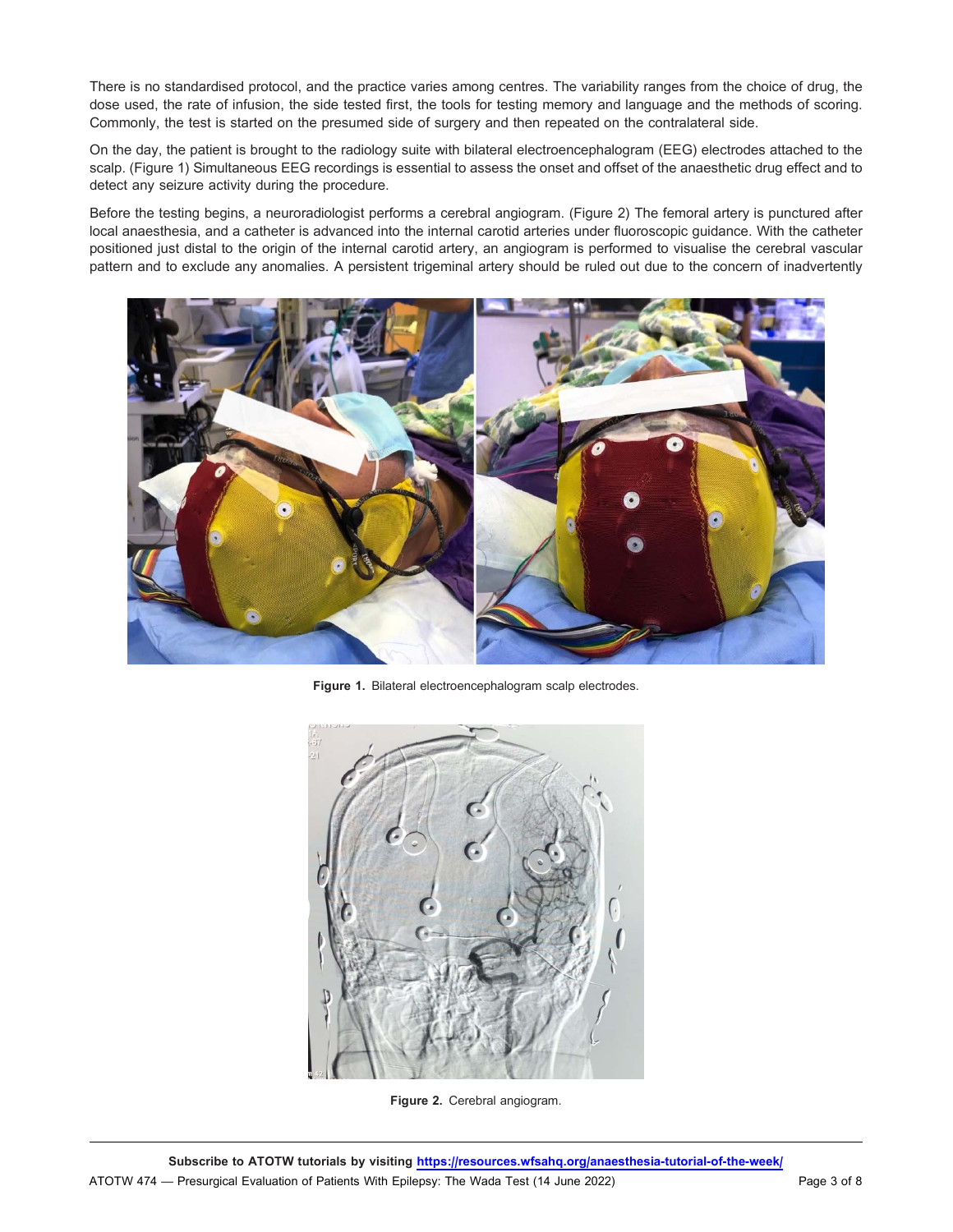There is no standardised protocol, and the practice varies among centres. The variability ranges from the choice of drug, the dose used, the rate of infusion, the side tested first, the tools for testing memory and language and the methods of scoring. Commonly, the test is started on the presumed side of surgery and then repeated on the contralateral side.

On the day, the patient is brought to the radiology suite with bilateral electroencephalogram (EEG) electrodes attached to the scalp. (Figure 1) Simultaneous EEG recordings is essential to assess the onset and offset of the anaesthetic drug effect and to detect any seizure activity during the procedure.

Before the testing begins, a neuroradiologist performs a cerebral angiogram. (Figure 2) The femoral artery is punctured after local anaesthesia, and a catheter is advanced into the internal carotid arteries under fluoroscopic guidance. With the catheter positioned just distal to the origin of the internal carotid artery, an angiogram is performed to visualise the cerebral vascular pattern and to exclude any anomalies. A persistent trigeminal artery should be ruled out due to the concern of inadvertently

**Figure 1.** Bilateral electroencephalogram scalp electrodes.

**Figure 2.** Cerebral angiogram.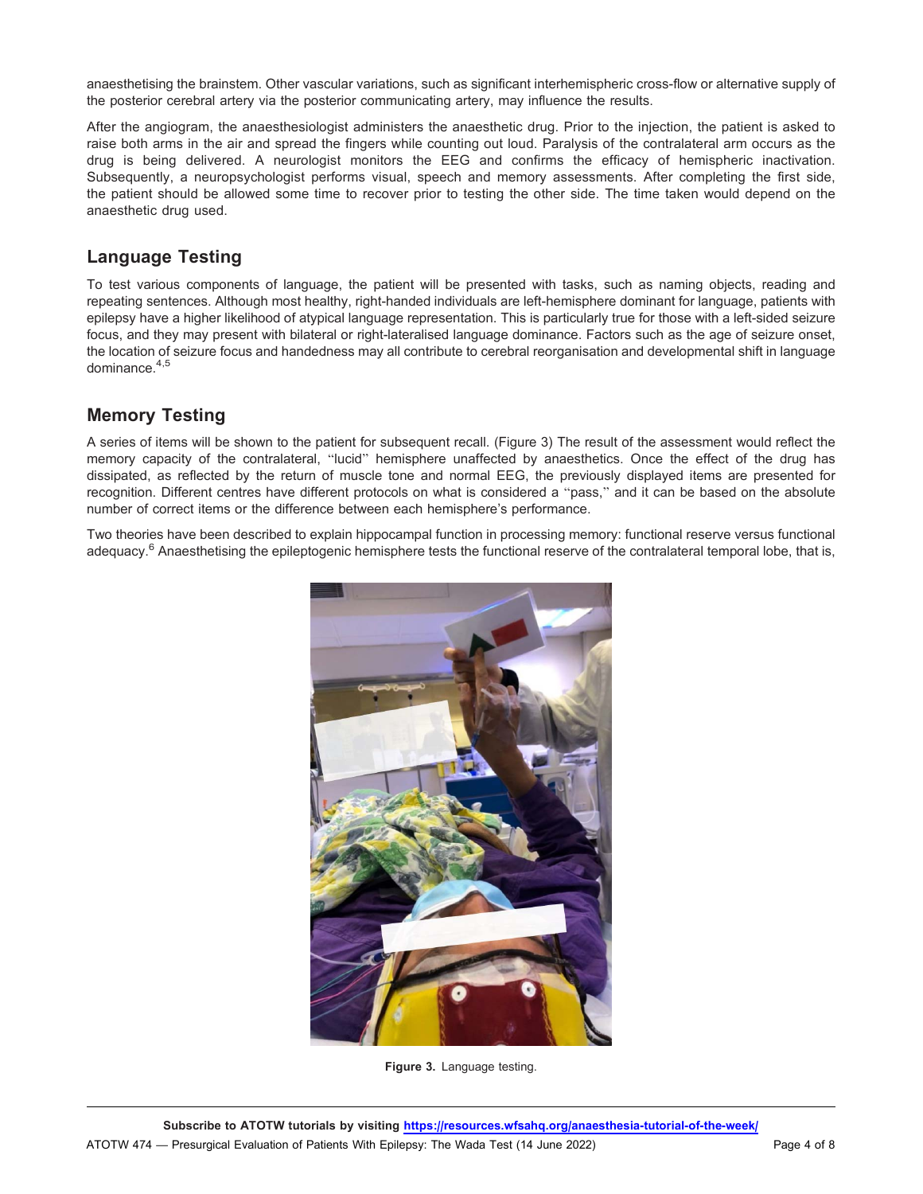anaesthetising the brainstem. Other vascular variations, such as significant interhemispheric cross-flow or alternative supply of the posterior cerebral artery via the posterior communicating artery, may influence the results.

After the angiogram, the anaesthesiologist administers the anaesthetic drug. Prior to the injection, the patient is asked to raise both arms in the air and spread the fingers while counting out loud. Paralysis of the contralateral arm occurs as the drug is being delivered. A neurologist monitors the EEG and confirms the efficacy of hemispheric inactivation. Subsequently, a neuropsychologist performs visual, speech and memory assessments. After completing the first side, the patient should be allowed some time to recover prior to testing the other side. The time taken would depend on the anaesthetic drug used.

## Language Testing

To test various components of language, the patient will be presented with tasks, such as naming objects, reading and repeating sentences. Although most healthy, right-handed individuals are left-hemisphere dominant for language, patients with epilepsy have a higher likelihood of atypical language representation. This is particularly true for those with a left-sided seizure focus, and they may present with bilateral or right-lateralised language dominance. Factors such as the age of seizure onset, the location of seizure focus and handedness may all contribute to cerebral reorganisation and developmental shift in language dominance.[4,5]

## Memory Testing

A series of items will be shown to the patient for subsequent recall. (Figure 3) The result of the assessment would reflect the memory capacity of the contralateral, "lucid" hemisphere unaffected by anaesthetics. Once the effect of the drug has dissipated, as reflected by the return of muscle tone and normal EEG, the previously displayed items are presented for recognition. Different centres have different protocols on what is considered a "pass," and it can be based on the absolute number of correct items or the difference between each hemisphere's performance.

Two theories have been described to explain hippocampal function in processing memory: functional reserve versus functional adequacy.[6] Anaesthetising the epileptogenic hemisphere tests the functional reserve of the contralateral temporal lobe, that is,

**Figure 3.** Language testing.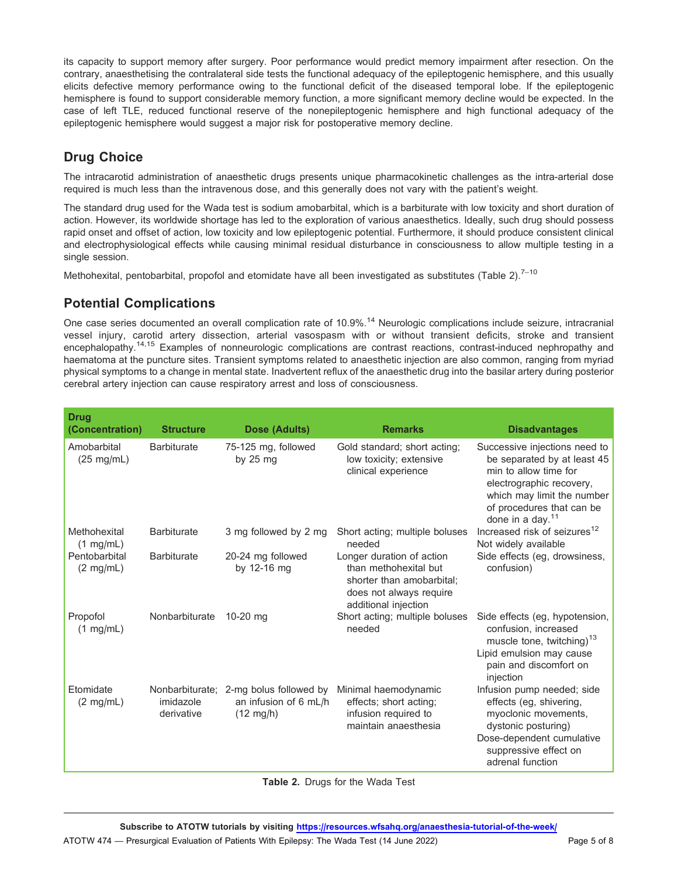its capacity to support memory after surgery. Poor performance would predict memory impairment after resection. On the contrary, anaesthetising the contralateral side tests the functional adequacy of the epileptogenic hemisphere, and this usually elicits defective memory performance owing to the functional deficit of the diseased temporal lobe. If the epileptogenic hemisphere is found to support considerable memory function, a more significant memory decline would be expected. In the case of left TLE, reduced functional reserve of the nonepileptogenic hemisphere and high functional adequacy of the epileptogenic hemisphere would suggest a major risk for postoperative memory decline.

## Drug Choice

The intracarotid administration of anaesthetic drugs presents unique pharmacokinetic challenges as the intra-arterial dose required is much less than the intravenous dose, and this generally does not vary with the patient's weight.

The standard drug used for the Wada test is sodium amobarbital, which is a barbiturate with low toxicity and short duration of action. However, its worldwide shortage has led to the exploration of various anaesthetics. Ideally, such drug should possess rapid onset and offset of action, low toxicity and low epileptogenic potential. Furthermore, it should produce consistent clinical and electrophysiological effects while causing minimal residual disturbance in consciousness to allow multiple testing in a single session.

Methohexital, pentobarbital, propofol and etomidate have all been investigated as substitutes (Table 2).[7–10]

## Potential Complications

One case series documented an overall complication rate of 10.9%.[14] Neurologic complications include seizure, intracranial vessel injury, carotid artery dissection, arterial vasospasm with or without transient deficits, stroke and transient encephalopathy.[14,15] Examples of nonneurologic complications are contrast reactions, contrast-induced nephropathy and haematoma at the puncture sites. Transient symptoms related to anaesthetic injection are also common, ranging from myriad physical symptoms to a change in mental state. Inadvertent reflux of the anaesthetic drug into the basilar artery during posterior cerebral artery injection can cause respiratory arrest and loss of consciousness.

| Drug (Concentration) | Structure | Dose (Adults) | Remarks | Disadvantages |
|---|---|---|---|---|
| Amobarbital (25 mg/mL) | Barbiturate | 75-125 mg, followed by 25 mg | Gold standard; short acting; low toxicity; extensive clinical experience | Successive injections need to be separated by at least 45 min to allow time for electrographic recovery, which may limit the number of procedures that can be done in a day.[11] |
| Methohexital (1 mg/mL) | Barbiturate | 3 mg followed by 2 mg | Short acting; multiple boluses needed | Increased risk of seizures[12]<br>Not widely available |
| Pentobarbital (2 mg/mL) | Barbiturate | 20-24 mg followed by 12-16 mg | Longer duration of action than methohexital but shorter than amobarbital; does not always require additional injection | Side effects (eg, drowsiness, confusion) |
| Propofol (1 mg/mL) | Nonbarbiturate | 10-20 mg | Short acting; multiple boluses needed | Side effects (eg, hypotension, confusion, increased muscle tone, twitching)[13]<br>Lipid emulsion may cause pain and discomfort on injection |
| Etomidate (2 mg/mL) | Nonbarbiturate; imidazole derivative | 2-mg bolus followed by an infusion of 6 mL/h (12 mg/h) | Minimal haemodynamic effects; short acting; infusion required to maintain anaesthesia | Infusion pump needed; side effects (eg, shivering, myoclonic movements, dystonic posturing)<br>Dose-dependent cumulative suppressive effect on adrenal function |

**Table 2.** Drugs for the Wada Test

**Subscribe to ATOTW tutorials by visiting https://resources.wfsahq.org/anaesthesia-tutorial-of-the-week/**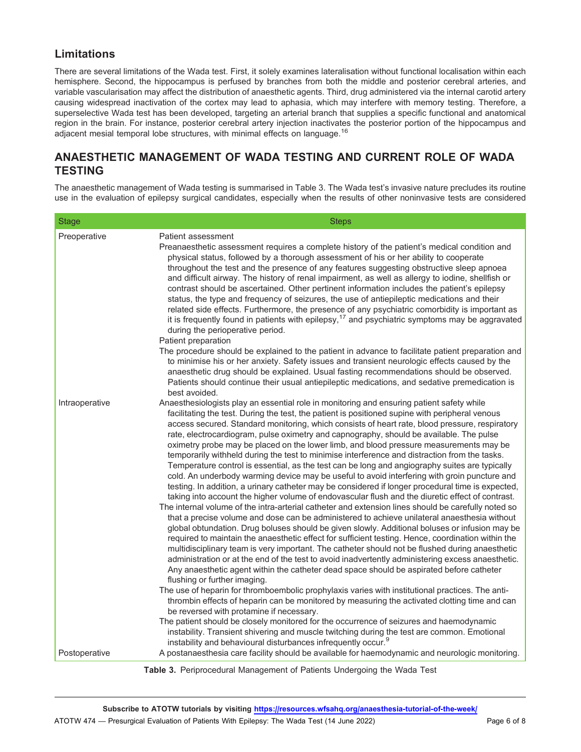## Limitations

There are several limitations of the Wada test. First, it solely examines lateralisation without functional localisation within each hemisphere. Second, the hippocampus is perfused by branches from both the middle and posterior cerebral arteries, and variable vascularisation may affect the distribution of anaesthetic agents. Third, drug administered via the internal carotid artery causing widespread inactivation of the cortex may lead to aphasia, which may interfere with memory testing. Therefore, a superselective Wada test has been developed, targeting an arterial branch that supplies a specific functional and anatomical region in the brain. For instance, posterior cerebral artery injection inactivates the posterior portion of the hippocampus and adjacent mesial temporal lobe structures, with minimal effects on language.[16]

## ANAESTHETIC MANAGEMENT OF WADA TESTING AND CURRENT ROLE OF WADA TESTING

The anaesthetic management of Wada testing is summarised in Table 3. The Wada test's invasive nature precludes its routine use in the evaluation of epilepsy surgical candidates, especially when the results of other noninvasive tests are considered

| Stage | Steps |
|---|---|
| Preoperative | Patient assessment<br>Preanaesthetic assessment requires a complete history of the patient's medical condition and physical status, followed by a thorough assessment of his or her ability to cooperate throughout the test and the presence of any features suggesting obstructive sleep apnoea and difficult airway. The history of renal impairment, as well as allergy to iodine, shellfish or contrast should be ascertained. Other pertinent information includes the patient's epilepsy status, the type and frequency of seizures, the use of antiepileptic medications and their related side effects. Furthermore, the presence of any psychiatric comorbidity is important as it is frequently found in patients with epilepsy,[17] and psychiatric symptoms may be aggravated during the perioperative period.<br>Patient preparation<br>The procedure should be explained to the patient in advance to facilitate patient preparation and to minimise his or her anxiety. Safety issues and transient neurologic effects caused by the anaesthetic drug should be explained. Usual fasting recommendations should be observed. Patients should continue their usual antiepileptic medications, and sedative premedication is best avoided. |
| Intraoperative | Anaesthesiologists play an essential role in monitoring and ensuring patient safety while facilitating the test. During the test, the patient is positioned supine with peripheral venous access secured. Standard monitoring, which consists of heart rate, blood pressure, respiratory rate, electrocardiogram, pulse oximetry and capnography, should be available. The pulse oximetry probe may be placed on the lower limb, and blood pressure measurements may be temporarily withheld during the test to minimise interference and distraction from the tasks. Temperature control is essential, as the test can be long and angiography suites are typically cold. An underbody warming device may be useful to avoid interfering with groin puncture and testing. In addition, a urinary catheter may be considered if longer procedural time is expected, taking into account the higher volume of endovascular flush and the diuretic effect of contrast.<br>The internal volume of the intra-arterial catheter and extension lines should be carefully noted so that a precise volume and dose can be administered to achieve unilateral anaesthesia without global obtundation. Drug boluses should be given slowly. Additional boluses or infusion may be required to maintain the anaesthetic effect for sufficient testing. Hence, coordination within the multidisciplinary team is very important. The catheter should not be flushed during anaesthetic administration or at the end of the test to avoid inadvertently administering excess anaesthetic. Any anaesthetic agent within the catheter dead space should be aspirated before catheter flushing or further imaging.<br>The use of heparin for thromboembolic prophylaxis varies with institutional practices. The anti-thrombin effects of heparin can be monitored by measuring the activated clotting time and can be reversed with protamine if necessary.<br>The patient should be closely monitored for the occurrence of seizures and haemodynamic instability. Transient shivering and muscle twitching during the test are common. Emotional instability and behavioural disturbances infrequently occur.[9] |
| Postoperative | A postanaesthesia care facility should be available for haemodynamic and neurologic monitoring. |

**Table 3.** Periprocedural Management of Patients Undergoing the Wada Test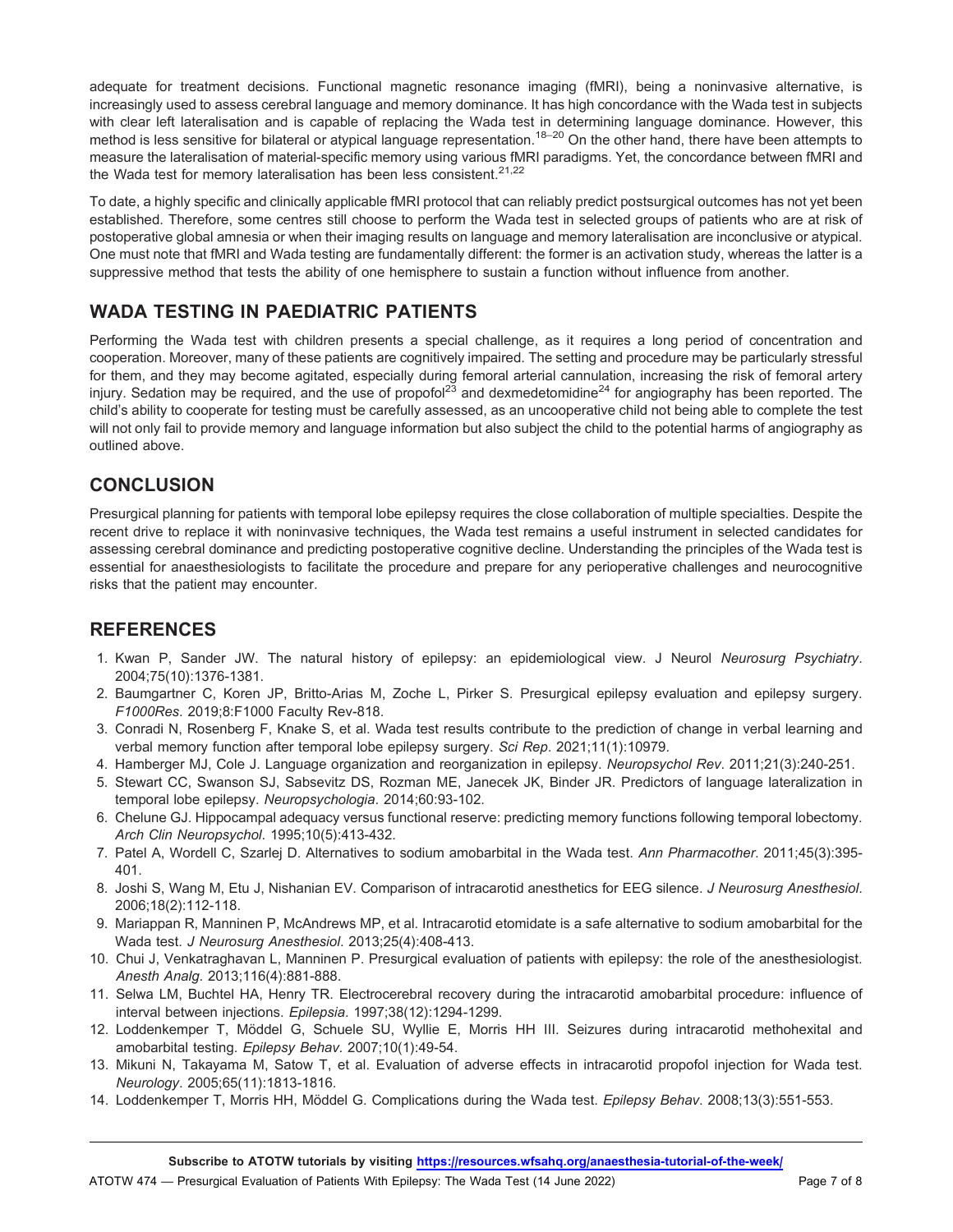adequate for treatment decisions. Functional magnetic resonance imaging (fMRI), being a noninvasive alternative, is increasingly used to assess cerebral language and memory dominance. It has high concordance with the Wada test in subjects with clear left lateralisation and is capable of replacing the Wada test in determining language dominance. However, this method is less sensitive for bilateral or atypical language representation.[18–20] On the other hand, there have been attempts to measure the lateralisation of material-specific memory using various fMRI paradigms. Yet, the concordance between fMRI and the Wada test for memory lateralisation has been less consistent.[21,22]

To date, a highly specific and clinically applicable fMRI protocol that can reliably predict postsurgical outcomes has not yet been established. Therefore, some centres still choose to perform the Wada test in selected groups of patients who are at risk of postoperative global amnesia or when their imaging results on language and memory lateralisation are inconclusive or atypical. One must note that fMRI and Wada testing are fundamentally different: the former is an activation study, whereas the latter is a suppressive method that tests the ability of one hemisphere to sustain a function without influence from another.

## WADA TESTING IN PAEDIATRIC PATIENTS

Performing the Wada test with children presents a special challenge, as it requires a long period of concentration and cooperation. Moreover, many of these patients are cognitively impaired. The setting and procedure may be particularly stressful for them, and they may become agitated, especially during femoral arterial cannulation, increasing the risk of femoral artery injury. Sedation may be required, and the use of propofol[23] and dexmedetomidine[24] for angiography has been reported. The child's ability to cooperate for testing must be carefully assessed, as an uncooperative child not being able to complete the test will not only fail to provide memory and language information but also subject the child to the potential harms of angiography as outlined above.

## CONCLUSION

Presurgical planning for patients with temporal lobe epilepsy requires the close collaboration of multiple specialties. Despite the recent drive to replace it with noninvasive techniques, the Wada test remains a useful instrument in selected candidates for assessing cerebral dominance and predicting postoperative cognitive decline. Understanding the principles of the Wada test is essential for anaesthesiologists to facilitate the procedure and prepare for any perioperative challenges and neurocognitive risks that the patient may encounter.

## REFERENCES

1. Kwan P, Sander JW. The natural history of epilepsy: an epidemiological view. J Neurol *Neurosurg Psychiatry*. 2004;75(10):1376-1381.
2. Baumgartner C, Koren JP, Britto-Arias M, Zoche L, Pirker S. Presurgical epilepsy evaluation and epilepsy surgery. *F1000Res*. 2019;8:F1000 Faculty Rev-818.
3. Conradi N, Rosenberg F, Knake S, et al. Wada test results contribute to the prediction of change in verbal learning and verbal memory function after temporal lobe epilepsy surgery. *Sci Rep*. 2021;11(1):10979.
4. Hamberger MJ, Cole J. Language organization and reorganization in epilepsy. *Neuropsychol Rev*. 2011;21(3):240-251.
5. Stewart CC, Swanson SJ, Sabsevitz DS, Rozman ME, Janecek JK, Binder JR. Predictors of language lateralization in temporal lobe epilepsy. *Neuropsychologia*. 2014;60:93-102.
6. Chelune GJ. Hippocampal adequacy versus functional reserve: predicting memory functions following temporal lobectomy. *Arch Clin Neuropsychol*. 1995;10(5):413-432.
7. Patel A, Wordell C, Szarlej D. Alternatives to sodium amobarbital in the Wada test. *Ann Pharmacother*. 2011;45(3):395-401.
8. Joshi S, Wang M, Etu J, Nishanian EV. Comparison of intracarotid anesthetics for EEG silence. *J Neurosurg Anesthesiol*. 2006;18(2):112-118.
9. Mariappan R, Manninen P, McAndrews MP, et al. Intracarotid etomidate is a safe alternative to sodium amobarbital for the Wada test. *J Neurosurg Anesthesiol*. 2013;25(4):408-413.
10. Chui J, Venkatraghavan L, Manninen P. Presurgical evaluation of patients with epilepsy: the role of the anesthesiologist. *Anesth Analg*. 2013;116(4):881-888.
11. Selwa LM, Buchtel HA, Henry TR. Electrocerebral recovery during the intracarotid amobarbital procedure: influence of interval between injections. *Epilepsia*. 1997;38(12):1294-1299.
12. Loddenkemper T, Möddel G, Schuele SU, Wyllie E, Morris HH III. Seizures during intracarotid methohexital and amobarbital testing. *Epilepsy Behav*. 2007;10(1):49-54.
13. Mikuni N, Takayama M, Satow T, et al. Evaluation of adverse effects in intracarotid propofol injection for Wada test. *Neurology*. 2005;65(11):1813-1816.
14. Loddenkemper T, Morris HH, Möddel G. Complications during the Wada test. *Epilepsy Behav*. 2008;13(3):551-553.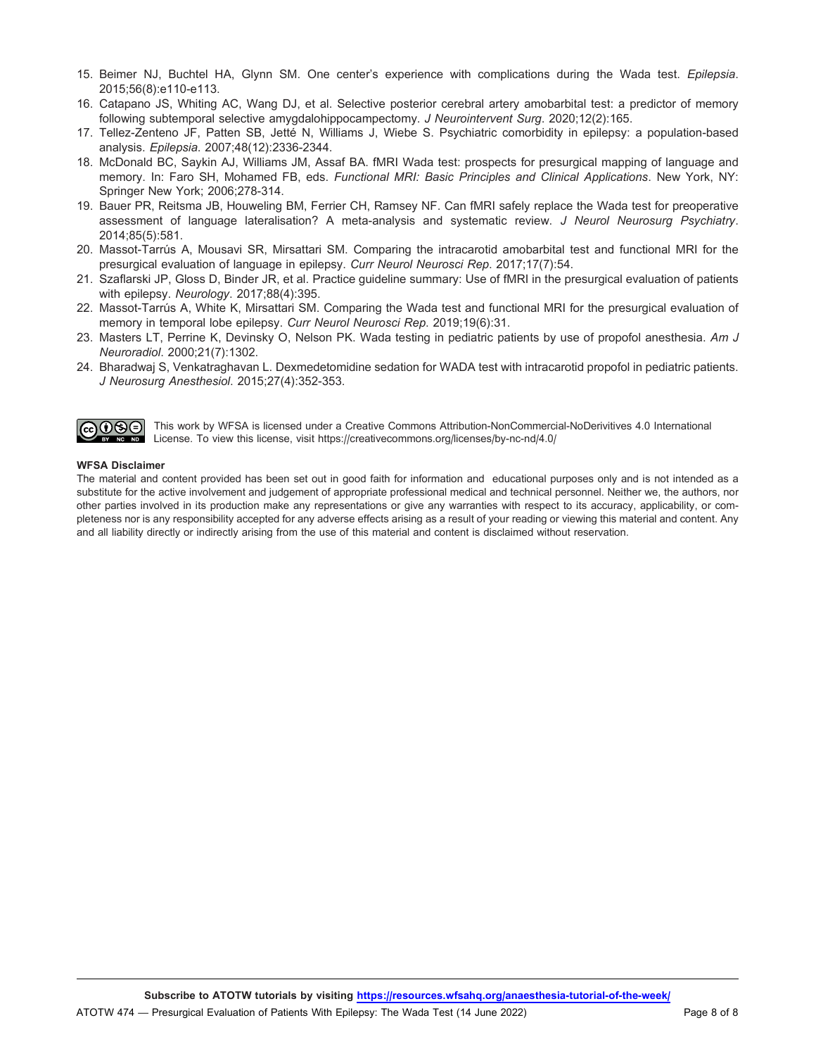15. Beimer NJ, Buchtel HA, Glynn SM. One center's experience with complications during the Wada test. *Epilepsia*. 2015;56(8):e110-e113.
16. Catapano JS, Whiting AC, Wang DJ, et al. Selective posterior cerebral artery amobarbital test: a predictor of memory following subtemporal selective amygdalohippocampectomy. *J Neurointervent Surg*. 2020;12(2):165.
17. Tellez-Zenteno JF, Patten SB, Jetté N, Williams J, Wiebe S. Psychiatric comorbidity in epilepsy: a population-based analysis. *Epilepsia*. 2007;48(12):2336-2344.
18. McDonald BC, Saykin AJ, Williams JM, Assaf BA. fMRI Wada test: prospects for presurgical mapping of language and memory. In: Faro SH, Mohamed FB, eds. *Functional MRI: Basic Principles and Clinical Applications*. New York, NY: Springer New York; 2006;278-314.
19. Bauer PR, Reitsma JB, Houweling BM, Ferrier CH, Ramsey NF. Can fMRI safely replace the Wada test for preoperative assessment of language lateralisation? A meta-analysis and systematic review. *J Neurol Neurosurg Psychiatry*. 2014;85(5):581.
20. Massot-Tarrús A, Mousavi SR, Mirsattari SM. Comparing the intracarotid amobarbital test and functional MRI for the presurgical evaluation of language in epilepsy. *Curr Neurol Neurosci Rep*. 2017;17(7):54.
21. Szaflarski JP, Gloss D, Binder JR, et al. Practice guideline summary: Use of fMRI in the presurgical evaluation of patients with epilepsy. *Neurology*. 2017;88(4):395.
22. Massot-Tarrús A, White K, Mirsattari SM. Comparing the Wada test and functional MRI for the presurgical evaluation of memory in temporal lobe epilepsy. *Curr Neurol Neurosci Rep*. 2019;19(6):31.
23. Masters LT, Perrine K, Devinsky O, Nelson PK. Wada testing in pediatric patients by use of propofol anesthesia. *Am J Neuroradiol*. 2000;21(7):1302.
24. Bharadwaj S, Venkatraghavan L. Dexmedetomidine sedation for WADA test with intracarotid propofol in pediatric patients. *J Neurosurg Anesthesiol*. 2015;27(4):352-353.

This work by WFSA is licensed under a Creative Commons Attribution-NonCommercial-NoDerivitives 4.0 International License. To view this license, visit https://creativecommons.org/licenses/by-nc-nd/4.0/

**WFSA Disclaimer**

The material and content provided has been set out in good faith for information and educational purposes only and is not intended as a substitute for the active involvement and judgement of appropriate professional medical and technical personnel. Neither we, the authors, nor other parties involved in its production make any representations or give any warranties with respect to its accuracy, applicability, or completeness nor is any responsibility accepted for any adverse effects arising as a result of your reading or viewing this material and content. Any and all liability directly or indirectly arising from the use of this material and content is disclaimed without reservation.

**Subscribe to ATOTW tutorials by visiting https://resources.wfsahq.org/anaesthesia-tutorial-of-the-week/**